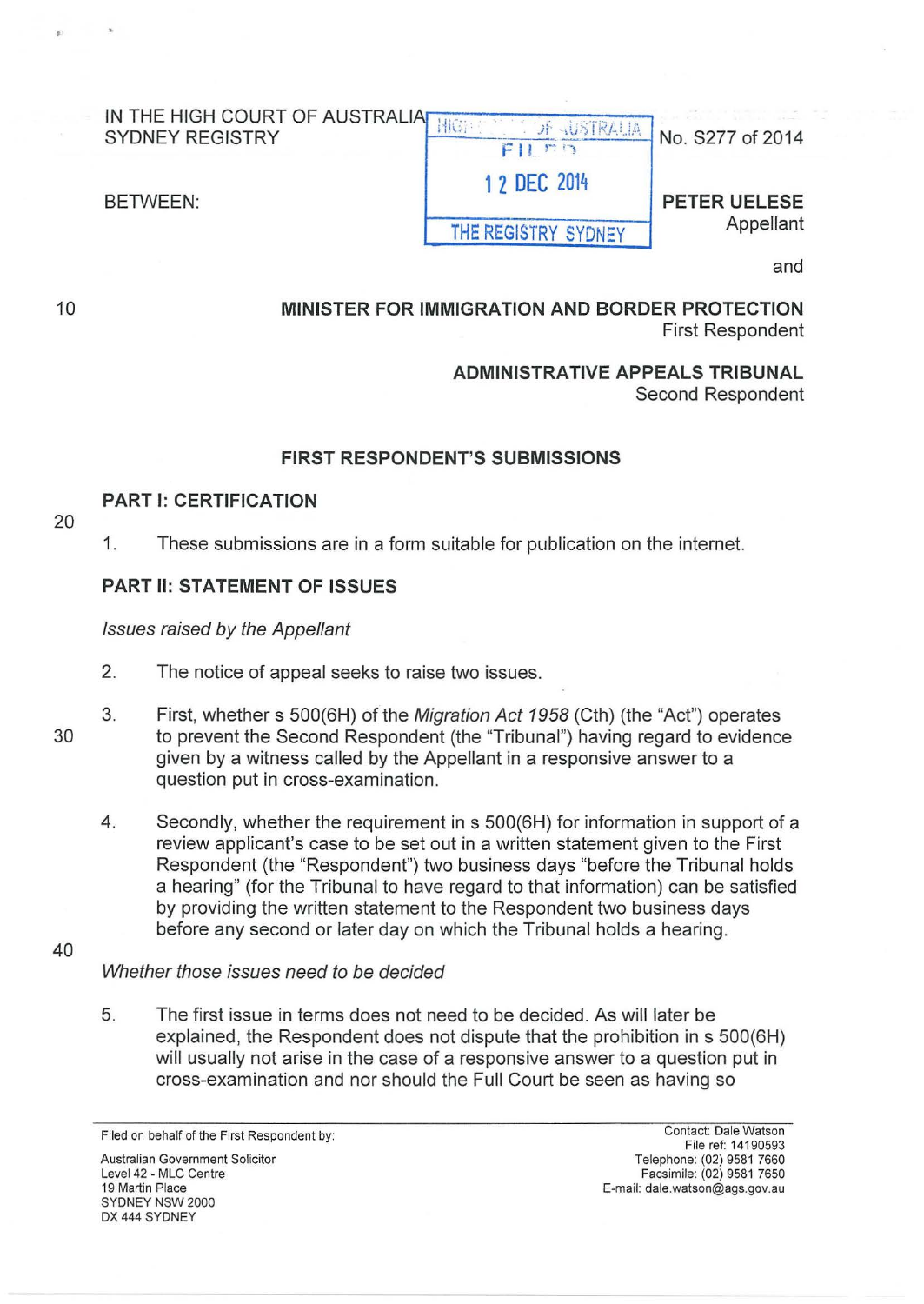IN THE HIGH COURT OF AUSTRALIA
SYDNEY REGISTRY

No. S277 of 2014

BETWEEN:

HIGH COURT OF AUSTRALIA
FILED
12 DEC 2014
THE REGISTRY SYDNEY

**PETER UELESE**
Appellant

and

**MINISTER FOR IMMIGRATION AND BORDER PROTECTION**
First Respondent

**ADMINISTRATIVE APPEALS TRIBUNAL**
Second Respondent

## FIRST RESPONDENT'S SUBMISSIONS

### PART I: CERTIFICATION

1. These submissions are in a form suitable for publication on the internet.

### PART II: STATEMENT OF ISSUES

*Issues raised by the Appellant*

2. The notice of appeal seeks to raise two issues.

3. First, whether s 500(6H) of the *Migration Act 1958* (Cth) (the "Act") operates to prevent the Second Respondent (the "Tribunal") having regard to evidence given by a witness called by the Appellant in a responsive answer to a question put in cross-examination.

4. Secondly, whether the requirement in s 500(6H) for information in support of a review applicant's case to be set out in a written statement given to the First Respondent (the "Respondent") two business days "before the Tribunal holds a hearing" (for the Tribunal to have regard to that information) can be satisfied by providing the written statement to the Respondent two business days before any second or later day on which the Tribunal holds a hearing.

*Whether those issues need to be decided*

5. The first issue in terms does not need to be decided. As will later be explained, the Respondent does not dispute that the prohibition in s 500(6H) will usually not arise in the case of a responsive answer to a question put in cross-examination and nor should the Full Court be seen as having so

Filed on behalf of the First Respondent by:

Australian Government Solicitor
Level 42 - MLC Centre
19 Martin Place
SYDNEY NSW 2000
DX 444 SYDNEY

Contact: Dale Watson
File ref: 14190593
Telephone: (02) 9581 7660
Facsimile: (02) 9581 7650
E-mail: dale.watson@ags.gov.au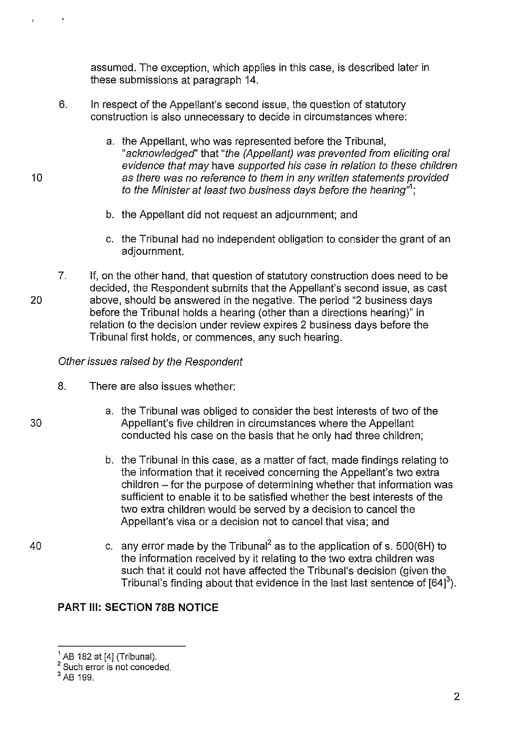assumed. The exception, which applies in this case, is described later in these submissions at paragraph 14.

6. In respect of the Appellant's second issue, the question of statutory construction is also unnecessary to decide in circumstances where:

   a. the Appellant, who was represented before the Tribunal, "*acknowledged*" that "*the (Appellant) was prevented from eliciting oral evidence that may* have *supported his case in relation to these children as there was no reference to them in any written statements provided to the Minister at least two business days before the hearing*"[1];

   b. the Appellant did not request an adjournment; and

   c. the Tribunal had no independent obligation to consider the grant of an adjournment.

7. If, on the other hand, that question of statutory construction does need to be decided, the Respondent submits that the Appellant's second issue, as cast above, should be answered in the negative. The period "2 business days before the Tribunal holds a hearing (other than a directions hearing)" in relation to the decision under review expires 2 business days before the Tribunal first holds, or commences, any such hearing.

*Other issues raised by the Respondent*

8. There are also issues whether:

   a. the Tribunal was obliged to consider the best interests of two of the Appellant's five children in circumstances where the Appellant conducted his case on the basis that he only had three children;

   b. the Tribunal in this case, as a matter of fact, made findings relating to the information that it received concerning the Appellant's two extra children – for the purpose of determining whether that information was sufficient to enable it to be satisfied whether the best interests of the two extra children would be served by a decision to cancel the Appellant's visa or a decision not to cancel that visa; and

   c. any error made by the Tribunal[2] as to the application of s. 500(6H) to the information received by it relating to the two extra children was such that it could not have affected the Tribunal's decision (given the Tribunal's finding about that evidence in the last last sentence of [64][3]).

## PART III: SECTION 78B NOTICE

---

[1] AB 182 at [4] (Tribunal).
[2] Such error is not conceded.
[3] AB 199.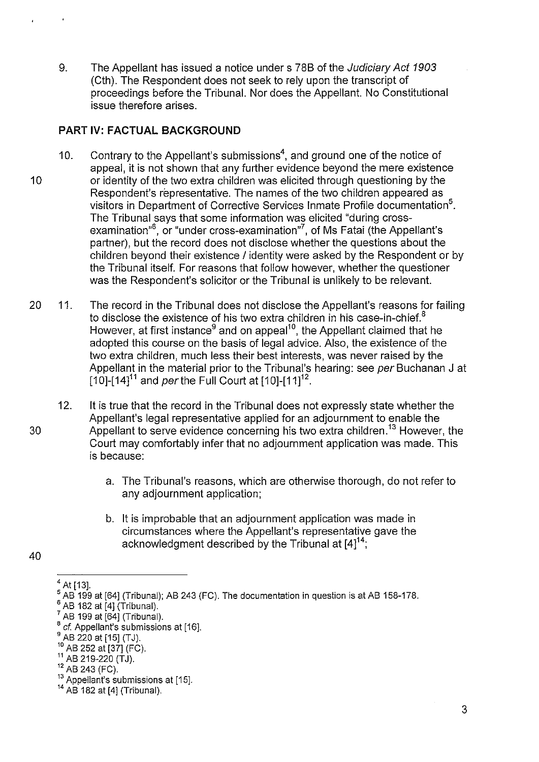9. The Appellant has issued a notice under s 78B of the *Judiciary Act 1903* (Cth). The Respondent does not seek to rely upon the transcript of proceedings before the Tribunal. Nor does the Appellant. No Constitutional issue therefore arises.

## PART IV: FACTUAL BACKGROUND

10. Contrary to the Appellant's submissions[4], and ground one of the notice of appeal, it is not shown that any further evidence beyond the mere existence or identity of the two extra children was elicited through questioning by the Respondent's representative. The names of the two children appeared as visitors in Department of Corrective Services Inmate Profile documentation[5]. The Tribunal says that some information was elicited "during cross-examination"[6], or "under cross-examination"[7], of Ms Fatai (the Appellant's partner), but the record does not disclose whether the questions about the children beyond their existence / identity were asked by the Respondent or by the Tribunal itself. For reasons that follow however, whether the questioner was the Respondent's solicitor or the Tribunal is unlikely to be relevant.

11. The record in the Tribunal does not disclose the Appellant's reasons for failing to disclose the existence of his two extra children in his case-in-chief.[8] However, at first instance[9] and on appeal[10], the Appellant claimed that he adopted this course on the basis of legal advice. Also, the existence of the two extra children, much less their best interests, was never raised by the Appellant in the material prior to the Tribunal's hearing: see *per* Buchanan J at [10]-[14][11] and *per* the Full Court at [10]-[11][12].

12. It is true that the record in the Tribunal does not expressly state whether the Appellant's legal representative applied for an adjournment to enable the Appellant to serve evidence concerning his two extra children.[13] However, the Court may comfortably infer that no adjournment application was made. This is because:

    a. The Tribunal's reasons, which are otherwise thorough, do not refer to any adjournment application;

    b. It is improbable that an adjournment application was made in circumstances where the Appellant's representative gave the acknowledgment described by the Tribunal at [4][14];

---

[4] At [13].
[5] AB 199 at [64] (Tribunal); AB 243 (FC). The documentation in question is at AB 158-178.
[6] AB 182 at [4] (Tribunal).
[7] AB 199 at [64] (Tribunal).
[8] *cf.* Appellant's submissions at [16].
[9] AB 220 at [15] (TJ).
[10] AB 252 at [37] (FC).
[11] AB 219-220 (TJ).
[12] AB 243 (FC).
[13] Appellant's submissions at [15].
[14] AB 182 at [4] (Tribunal).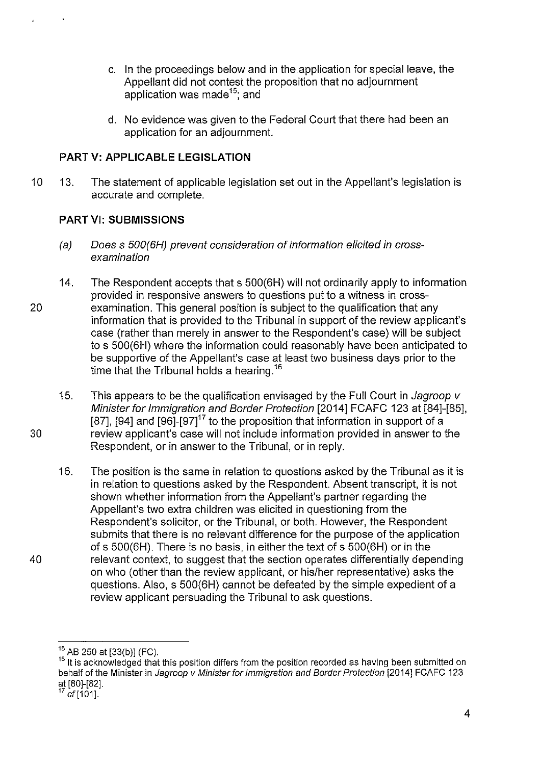c. In the proceedings below and in the application for special leave, the Appellant did not contest the proposition that no adjournment application was made[15]; and

d. No evidence was given to the Federal Court that there had been an application for an adjournment.

## PART V: APPLICABLE LEGISLATION

13. The statement of applicable legislation set out in the Appellant's legislation is accurate and complete.

## PART VI: SUBMISSIONS

### *(a) Does s 500(6H) prevent consideration of information elicited in cross-examination*

14. The Respondent accepts that s 500(6H) will not ordinarily apply to information provided in responsive answers to questions put to a witness in cross-examination. This general position is subject to the qualification that any information that is provided to the Tribunal in support of the review applicant's case (rather than merely in answer to the Respondent's case) will be subject to s 500(6H) where the information could reasonably have been anticipated to be supportive of the Appellant's case at least two business days prior to the time that the Tribunal holds a hearing.[16]

15. This appears to be the qualification envisaged by the Full Court in *Jagroop v Minister for Immigration and Border Protection* [2014] FCAFC 123 at [84]-[85], [87], [94] and [96]-[97][17] to the proposition that information in support of a review applicant's case will not include information provided in answer to the Respondent, or in answer to the Tribunal, or in reply.

16. The position is the same in relation to questions asked by the Tribunal as it is in relation to questions asked by the Respondent. Absent transcript, it is not shown whether information from the Appellant's partner regarding the Appellant's two extra children was elicited in questioning from the Respondent's solicitor, or the Tribunal, or both. However, the Respondent submits that there is no relevant difference for the purpose of the application of s 500(6H). There is no basis, in either the text of s 500(6H) or in the relevant context, to suggest that the section operates differentially depending on who (other than the review applicant, or his/her representative) asks the questions. Also, s 500(6H) cannot be defeated by the simple expedient of a review applicant persuading the Tribunal to ask questions.

---

[15] AB 250 at [33(b)] (FC).

[16] It is acknowledged that this position differs from the position recorded as having been submitted on behalf of the Minister in *Jagroop v Minister for Immigration and Border Protection* [2014] FCAFC 123 at [80]-[82].

[17] *cf* [101].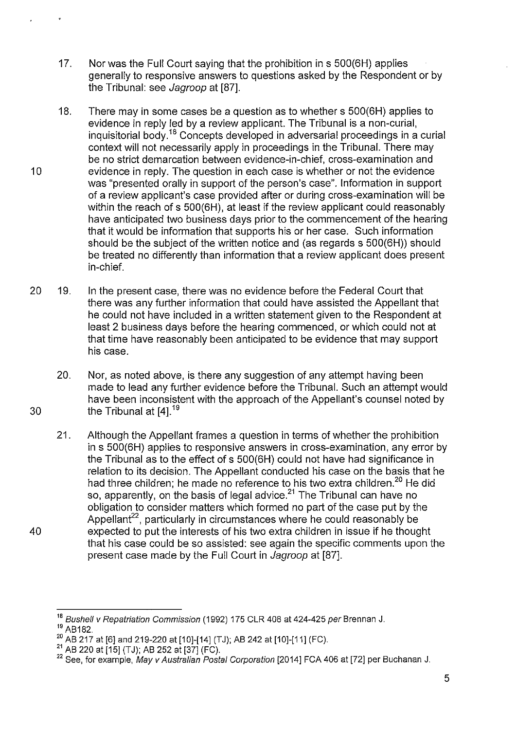17. Nor was the Full Court saying that the prohibition in s 500(6H) applies generally to responsive answers to questions asked by the Respondent or by the Tribunal: see *Jagroop* at [87].

18. There may in some cases be a question as to whether s 500(6H) applies to evidence in reply led by a review applicant. The Tribunal is a non-curial, inquisitorial body.[18] Concepts developed in adversarial proceedings in a curial context will not necessarily apply in proceedings in the Tribunal. There may be no strict demarcation between evidence-in-chief, cross-examination and evidence in reply. The question in each case is whether or not the evidence was "presented orally in support of the person's case". Information in support of a review applicant's case provided after or during cross-examination will be within the reach of s 500(6H), at least if the review applicant could reasonably have anticipated two business days prior to the commencement of the hearing that it would be information that supports his or her case. Such information should be the subject of the written notice and (as regards s 500(6H)) should be treated no differently than information that a review applicant does present in-chief.

19. In the present case, there was no evidence before the Federal Court that there was any further information that could have assisted the Appellant that he could not have included in a written statement given to the Respondent at least 2 business days before the hearing commenced, or which could not at that time have reasonably been anticipated to be evidence that may support his case.

20. Nor, as noted above, is there any suggestion of any attempt having been made to lead any further evidence before the Tribunal. Such an attempt would have been inconsistent with the approach of the Appellant's counsel noted by the Tribunal at [4].[19]

21. Although the Appellant frames a question in terms of whether the prohibition in s 500(6H) applies to responsive answers in cross-examination, any error by the Tribunal as to the effect of s 500(6H) could not have had significance in relation to its decision. The Appellant conducted his case on the basis that he had three children; he made no reference to his two extra children.[20] He did so, apparently, on the basis of legal advice.[21] The Tribunal can have no obligation to consider matters which formed no part of the case put by the Appellant[22], particularly in circumstances where he could reasonably be expected to put the interests of his two extra children in issue if he thought that his case could be so assisted: see again the specific comments upon the present case made by the Full Court in *Jagroop* at [87].

---

[18] *Bushell v Repatriation Commission* (1992) 175 CLR 408 at 424-425 *per* Brennan J.

[19] AB182.

[20] AB 217 at [6] and 219-220 at [10]-[14] (TJ); AB 242 at [10]-[11] (FC).

[21] AB 220 at [15] (TJ); AB 252 at [37] (FC).

[22] See, for example, *May v Australian Postal Corporation* [2014] FCA 406 at [72] per Buchanan J.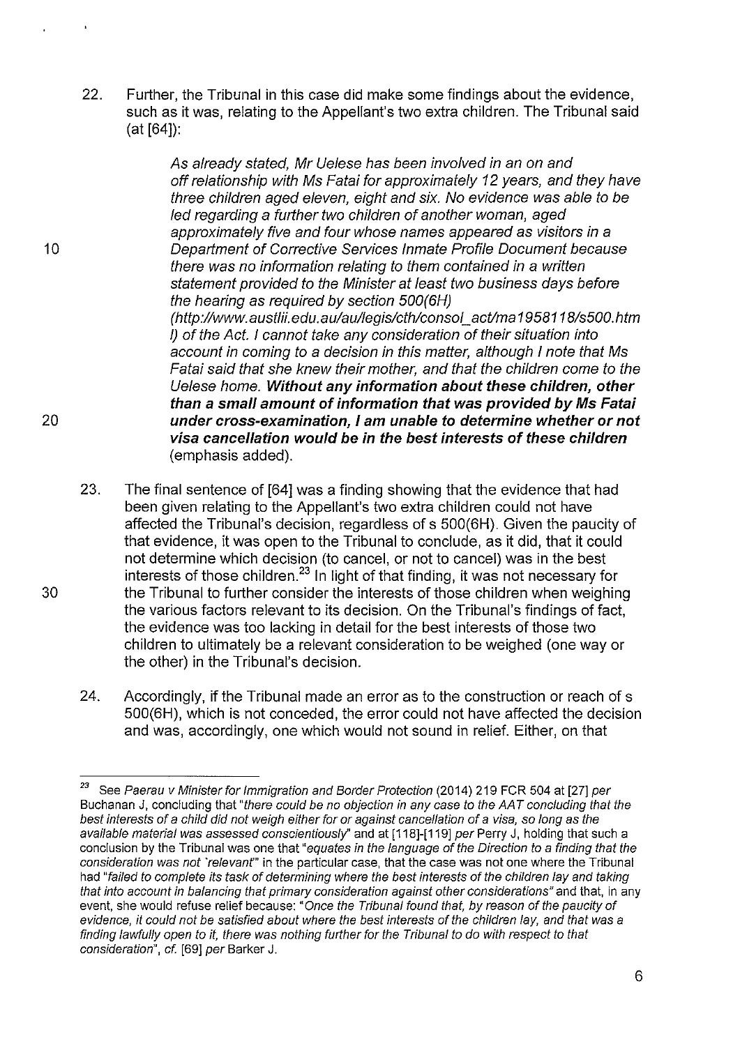22. Further, the Tribunal in this case did make some findings about the evidence, such as it was, relating to the Appellant's two extra children. The Tribunal said (at [64]):

> *As already stated, Mr Uelese has been involved in an on and off relationship with Ms Fatai for approximately 12 years, and they have three children aged eleven, eight and six. No evidence was able to be led regarding a further two children of another woman, aged approximately five and four whose names appeared as visitors in a Department of Corrective Services Inmate Profile Document because there was no information relating to them contained in a written statement provided to the Minister at least two business days before the hearing as required by section 500(6H) (http://www.austlii.edu.au/au/legis/cth/consol_act/ma1958118/s500.html) of the Act. I cannot take any consideration of their situation into account in coming to a decision in this matter, although I note that Ms Fatai said that she knew their mother, and that the children come to the Uelese home.* ***Without any information about these children, other than a small amount of information that was provided by Ms Fatai under cross-examination, I am unable to determine whether or not visa cancellation would be in the best interests of these children*** (emphasis added).

23. The final sentence of [64] was a finding showing that the evidence that had been given relating to the Appellant's two extra children could not have affected the Tribunal's decision, regardless of s 500(6H). Given the paucity of that evidence, it was open to the Tribunal to conclude, as it did, that it could not determine which decision (to cancel, or not to cancel) was in the best interests of those children.[23] In light of that finding, it was not necessary for the Tribunal to further consider the interests of those children when weighing the various factors relevant to its decision. On the Tribunal's findings of fact, the evidence was too lacking in detail for the best interests of those two children to ultimately be a relevant consideration to be weighed (one way or the other) in the Tribunal's decision.

24. Accordingly, if the Tribunal made an error as to the construction or reach of s 500(6H), which is not conceded, the error could not have affected the decision and was, accordingly, one which would not sound in relief. Either, on that

---

[23] See *Paerau v Minister for Immigration and Border Protection* (2014) 219 FCR 504 at [27] *per* Buchanan J, concluding that "*there could be no objection in any case to the AAT concluding that the best interests of a child did not weigh either for or against cancellation of a visa, so long as the available material was assessed conscientiously*" and at [118]-[119] *per* Perry J, holding that such a conclusion by the Tribunal was one that "*equates in the language of the Direction to a finding that the consideration was not 'relevant'*" in the particular case, that the case was not one where the Tribunal had "*failed to complete its task of determining where the best interests of the children lay and taking that into account in balancing that primary consideration against other considerations*" and that, in any event, she would refuse relief because: "*Once the Tribunal found that, by reason of the paucity of evidence, it could not be satisfied about where the best interests of the children lay, and that was a finding lawfully open to it, there was nothing further for the Tribunal to do with respect to that consideration*", *cf.* [69] *per* Barker J.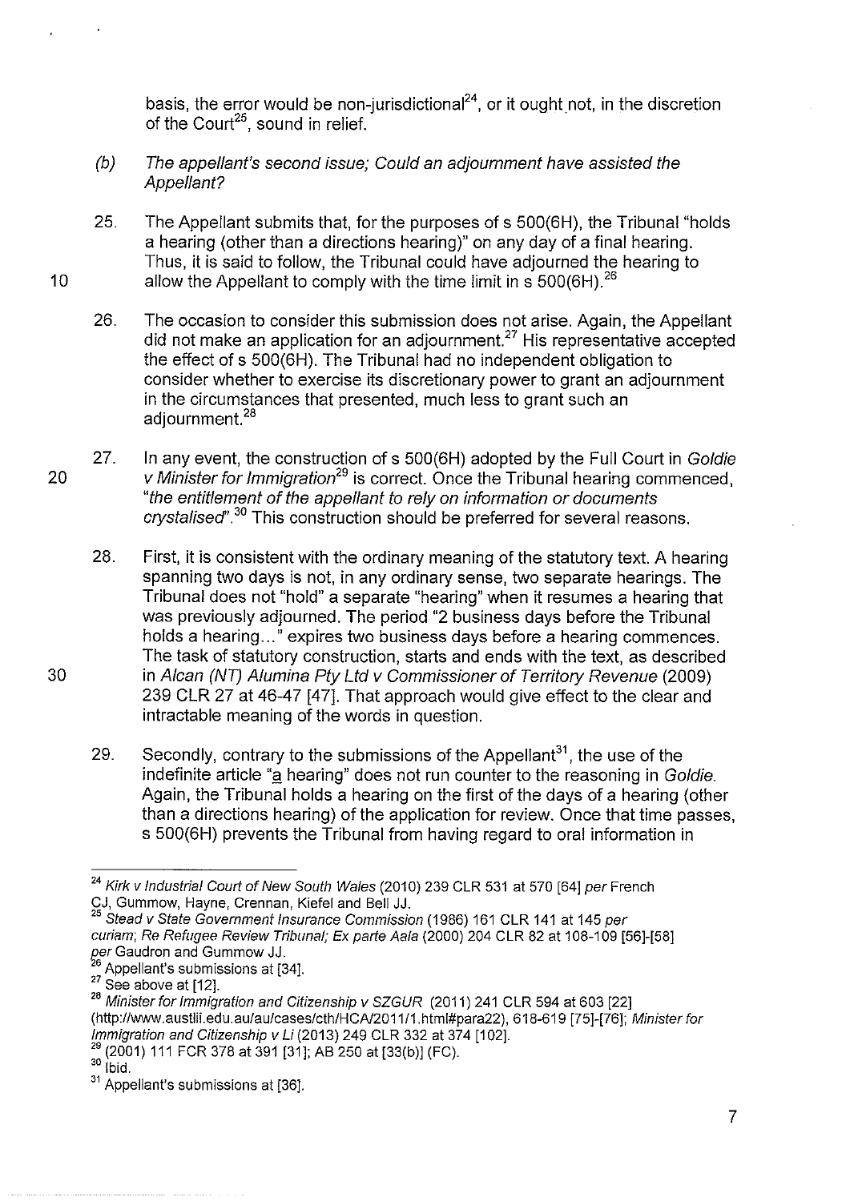basis, the error would be non-jurisdictional[24], or it ought not, in the discretion of the Court[25], sound in relief.

(b) *The appellant's second issue; Could an adjournment have assisted the Appellant?*

25. The Appellant submits that, for the purposes of s 500(6H), the Tribunal "holds a hearing (other than a directions hearing)" on any day of a final hearing. Thus, it is said to follow, the Tribunal could have adjourned the hearing to allow the Appellant to comply with the time limit in s 500(6H).[26]

26. The occasion to consider this submission does not arise. Again, the Appellant did not make an application for an adjournment.[27] His representative accepted the effect of s 500(6H). The Tribunal had no independent obligation to consider whether to exercise its discretionary power to grant an adjournment in the circumstances that presented, much less to grant such an adjournment.[28]

27. In any event, the construction of s 500(6H) adopted by the Full Court in *Goldie v Minister for Immigration*[29] is correct. Once the Tribunal hearing commenced, "*the entitlement of the appellant to rely on information or documents crystalised*".[30] This construction should be preferred for several reasons.

28. First, it is consistent with the ordinary meaning of the statutory text. A hearing spanning two days is not, in any ordinary sense, two separate hearings. The Tribunal does not "hold" a separate "hearing" when it resumes a hearing that was previously adjourned. The period "2 business days before the Tribunal holds a hearing..." expires two business days before a hearing commences. The task of statutory construction, starts and ends with the text, as described in *Alcan (NT) Alumina Pty Ltd v Commissioner of Territory Revenue* (2009) 239 CLR 27 at 46-47 [47]. That approach would give effect to the clear and intractable meaning of the words in question.

29. Secondly, contrary to the submissions of the Appellant[31], the use of the indefinite article "a hearing" does not run counter to the reasoning in *Goldie*. Again, the Tribunal holds a hearing on the first of the days of a hearing (other than a directions hearing) of the application for review. Once that time passes, s 500(6H) prevents the Tribunal from having regard to oral information in

---

[24] *Kirk v Industrial Court of New South Wales* (2010) 239 CLR 531 at 570 [64] *per* French CJ, Gummow, Hayne, Crennan, Kiefel and Bell JJ.

[25] *Stead v State Government Insurance Commission* (1986) 161 CLR 141 at 145 *per curiam*; *Re Refugee Review Tribunal; Ex parte Aala* (2000) 204 CLR 82 at 108-109 [56]-[58] *per* Gaudron and Gummow JJ.

[26] Appellant's submissions at [34].

[27] See above at [12].

[28] *Minister for Immigration and Citizenship v SZGUR* (2011) 241 CLR 594 at 603 [22] (http://www.austlii.edu.au/au/cases/cth/HCA/2011/1.html#para22), 618-619 [75]-[76]; *Minister for Immigration and Citizenship v Li* (2013) 249 CLR 332 at 374 [102].

[29] (2001) 111 FCR 378 at 391 [31]; AB 250 at [33(b)] (FC).

[30] Ibid.

[31] Appellant's submissions at [36].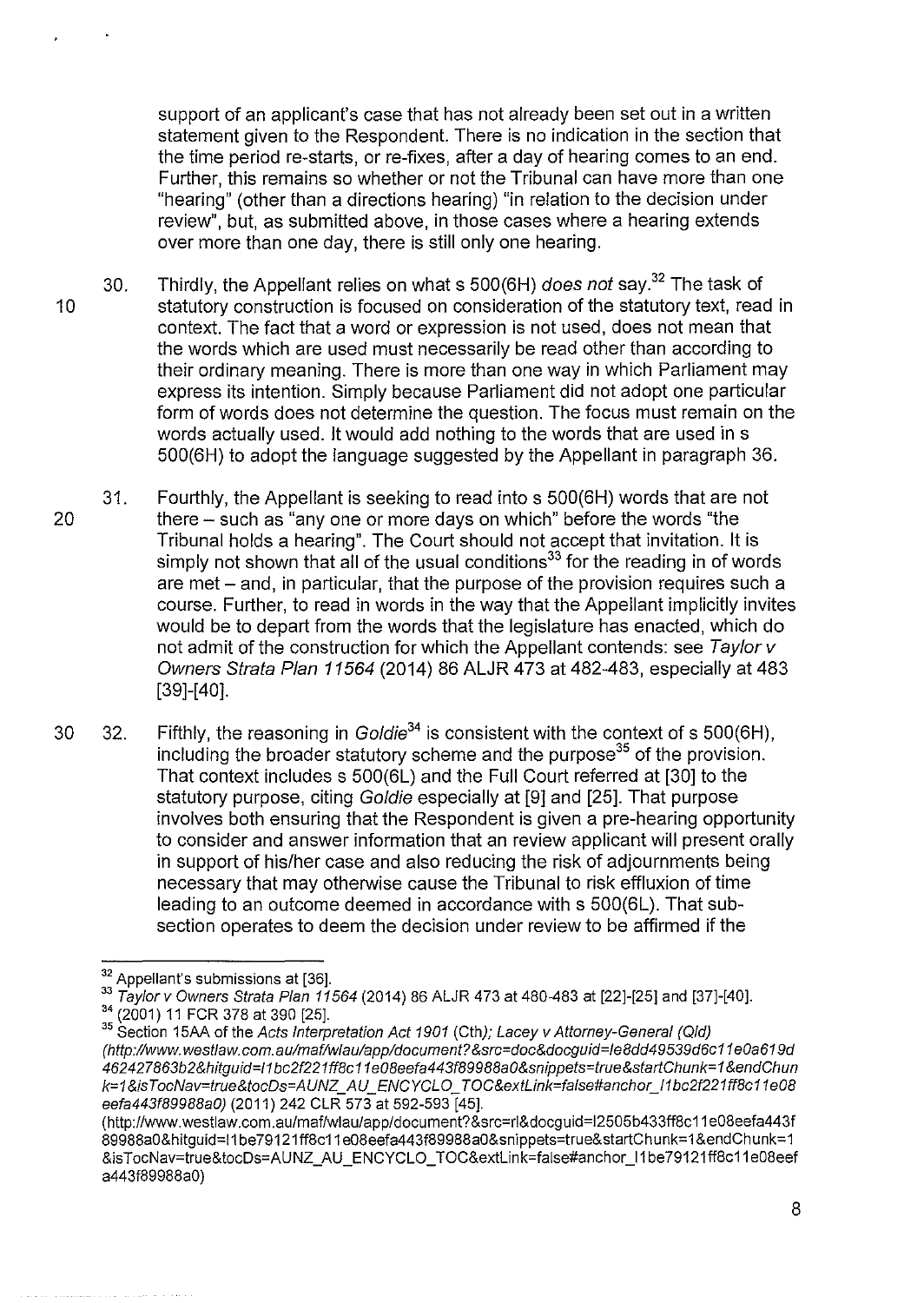support of an applicant's case that has not already been set out in a written statement given to the Respondent. There is no indication in the section that the time period re-starts, or re-fixes, after a day of hearing comes to an end. Further, this remains so whether or not the Tribunal can have more than one "hearing" (other than a directions hearing) "in relation to the decision under review", but, as submitted above, in those cases where a hearing extends over more than one day, there is still only one hearing.

30. Thirdly, the Appellant relies on what s 500(6H) *does not* say.[32] The task of statutory construction is focused on consideration of the statutory text, read in context. The fact that a word or expression is not used, does not mean that the words which are used must necessarily be read other than according to their ordinary meaning. There is more than one way in which Parliament may express its intention. Simply because Parliament did not adopt one particular form of words does not determine the question. The focus must remain on the words actually used. It would add nothing to the words that are used in s 500(6H) to adopt the language suggested by the Appellant in paragraph 36.

31. Fourthly, the Appellant is seeking to read into s 500(6H) words that are not there – such as "any one or more days on which" before the words "the Tribunal holds a hearing". The Court should not accept that invitation. It is simply not shown that all of the usual conditions[33] for the reading in of words are met – and, in particular, that the purpose of the provision requires such a course. Further, to read in words in the way that the Appellant implicitly invites would be to depart from the words that the legislature has enacted, which do not admit of the construction for which the Appellant contends: see *Taylor v Owners Strata Plan 11564* (2014) 86 ALJR 473 at 482-483, especially at 483 [39]-[40].

32. Fifthly, the reasoning in *Goldie*[34] is consistent with the context of s 500(6H), including the broader statutory scheme and the purpose[35] of the provision. That context includes s 500(6L) and the Full Court referred at [30] to the statutory purpose, citing *Goldie* especially at [9] and [25]. That purpose involves both ensuring that the Respondent is given a pre-hearing opportunity to consider and answer information that an review applicant will present orally in support of his/her case and also reducing the risk of adjournments being necessary that may otherwise cause the Tribunal to risk effluxion of time leading to an outcome deemed in accordance with s 500(6L). That sub-section operates to deem the decision under review to be affirmed if the

---

[32] Appellant's submissions at [36].

[33] *Taylor v Owners Strata Plan 11564* (2014) 86 ALJR 473 at 480-483 at [22]-[25] and [37]-[40].

[34] (2001) 11 FCR 378 at 390 [25].

[35] Section 15AA of the *Acts Interpretation Act 1901* (Cth); *Lacey v Attorney-General (Qld)* (http://www.westlaw.com.au/maf/wlau/app/document?&src=doc&docguid=Ie8dd49539d6c11e0a619d462427863b2&hitguid=I1bc2f221ff8c11e08eefa443f89988a0&snippets=true&startChunk=1&endChunk=1&isTocNav=true&tocDs=AUNZ_AU_ENCYCLO_TOC&extLink=false#anchor_I1bc2f221ff8c11e08eefa443f89988a0) (2011) 242 CLR 573 at 592-593 [45].
(http://www.westlaw.com.au/maf/wlau/app/document?&src=rl&docguid=I2505b433ff8c11e08eefa443f89988a0&hitguid=I1be79121ff8c11e08eefa443f89988a0&snippets=true&startChunk=1&endChunk=1&isTocNav=true&tocDs=AUNZ_AU_ENCYCLO_TOC&extLink=false#anchor_I1be79121ff8c11e08eefa443f89988a0)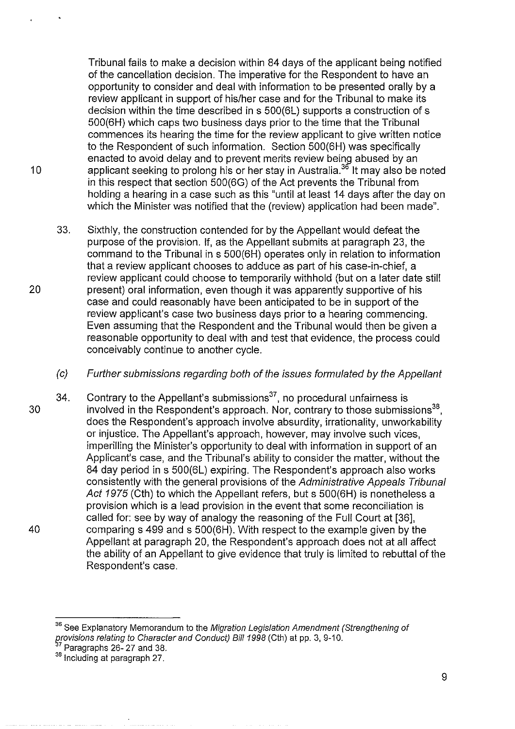Tribunal fails to make a decision within 84 days of the applicant being notified of the cancellation decision. The imperative for the Respondent to have an opportunity to consider and deal with information to be presented orally by a review applicant in support of his/her case and for the Tribunal to make its decision within the time described in s 500(6L) supports a construction of s 500(6H) which caps two business days prior to the time that the Tribunal commences its hearing the time for the review applicant to give written notice to the Respondent of such information. Section 500(6H) was specifically enacted to avoid delay and to prevent merits review being abused by an applicant seeking to prolong his or her stay in Australia.[36] It may also be noted in this respect that section 500(6G) of the Act prevents the Tribunal from holding a hearing in a case such as this "until at least 14 days after the day on which the Minister was notified that the (review) application had been made".

33. Sixthly, the construction contended for by the Appellant would defeat the purpose of the provision. If, as the Appellant submits at paragraph 23, the command to the Tribunal in s 500(6H) operates only in relation to information that a review applicant chooses to adduce as part of his case-in-chief, a review applicant could choose to temporarily withhold (but on a later date still present) oral information, even though it was apparently supportive of his case and could reasonably have been anticipated to be in support of the review applicant's case two business days prior to a hearing commencing. Even assuming that the Respondent and the Tribunal would then be given a reasonable opportunity to deal with and test that evidence, the process could conceivably continue to another cycle.

*(c) Further submissions regarding both of the issues formulated by the Appellant*

34. Contrary to the Appellant's submissions[37], no procedural unfairness is involved in the Respondent's approach. Nor, contrary to those submissions[38], does the Respondent's approach involve absurdity, irrationality, unworkability or injustice. The Appellant's approach, however, may involve such vices, imperilling the Minister's opportunity to deal with information in support of an Applicant's case, and the Tribunal's ability to consider the matter, without the 84 day period in s 500(6L) expiring. The Respondent's approach also works consistently with the general provisions of the *Administrative Appeals Tribunal Act 1975* (Cth) to which the Appellant refers, but s 500(6H) is nonetheless a provision which is a lead provision in the event that some reconciliation is called for: see by way of analogy the reasoning of the Full Court at [36], comparing s 499 and s 500(6H). With respect to the example given by the Appellant at paragraph 20, the Respondent's approach does not at all affect the ability of an Appellant to give evidence that truly is limited to rebuttal of the Respondent's case.

---

[36] See Explanatory Memorandum to the *Migration Legislation Amendment (Strengthening of provisions relating to Character and Conduct) Bill 1998* (Cth) at pp. 3, 9-10.

[37] Paragraphs 26- 27 and 38.

[38] Including at paragraph 27.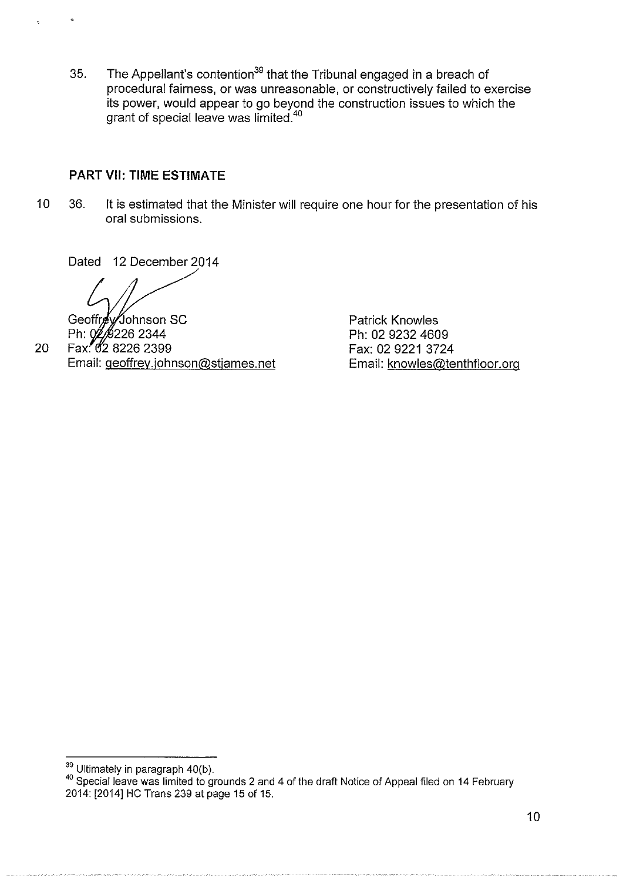35. The Appellant's contention[39] that the Tribunal engaged in a breach of procedural fairness, or was unreasonable, or constructively failed to exercise its power, would appear to go beyond the construction issues to which the grant of special leave was limited.[40]

## PART VII: TIME ESTIMATE

36. It is estimated that the Minister will require one hour for the presentation of his oral submissions.

Dated 12 December 2014

Geoffrey Johnson SC
Ph: 02 8226 2344
Fax: 02 8226 2399
Email: geoffrey.johnson@stjames.net

Patrick Knowles
Ph: 02 9232 4609
Fax: 02 9221 3724
Email: knowles@tenthfloor.org

---

[39] Ultimately in paragraph 40(b).

[40] Special leave was limited to grounds 2 and 4 of the draft Notice of Appeal filed on 14 February 2014: [2014] HC Trans 239 at page 15 of 15.